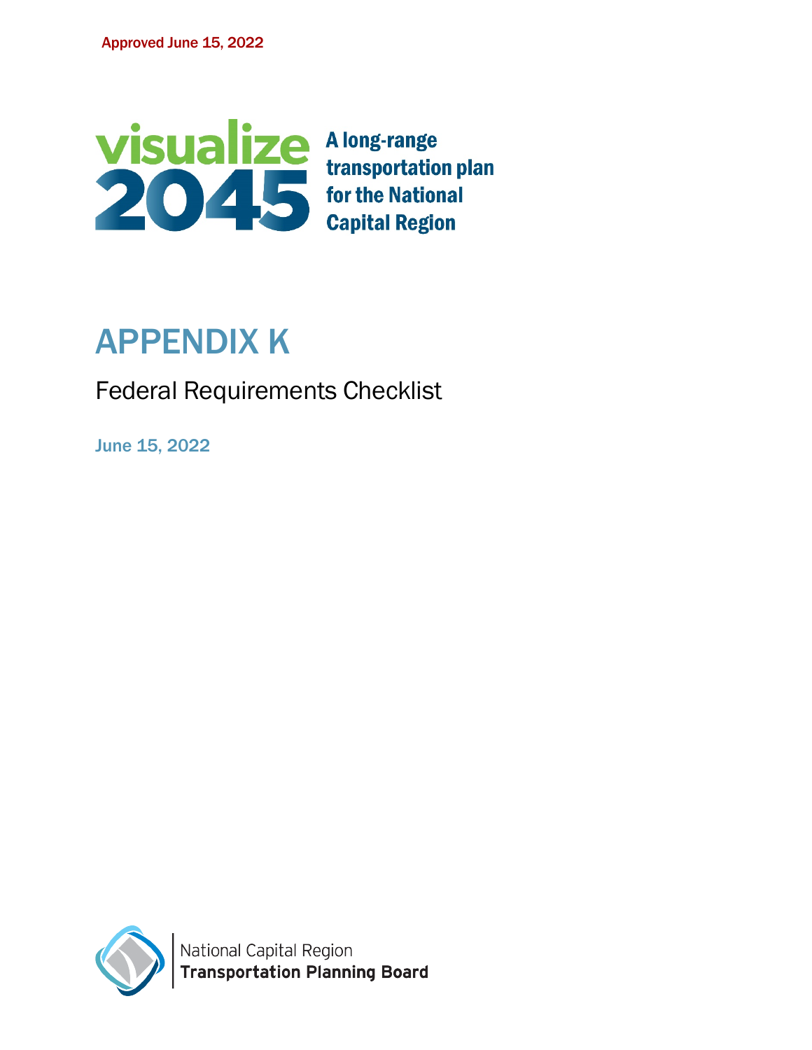Approved June 15, 2022

**visualize 2045**

**A long-range transportation plan for the National Capital Region**

# APPENDIX K

## Federal Requirements Checklist

June 15, 2022

National Capital Region
**Transportation Planning Board**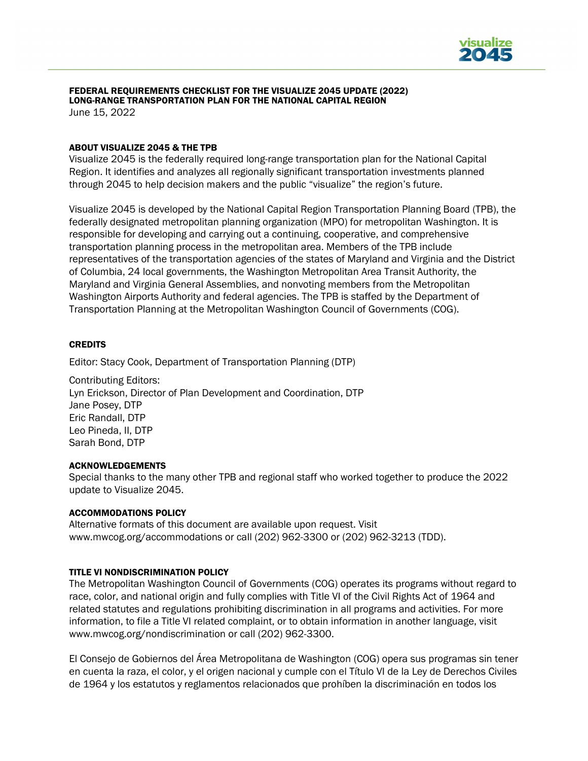**FEDERAL REQUIREMENTS CHECKLIST FOR THE VISUALIZE 2045 UPDATE (2022)**
**LONG-RANGE TRANSPORTATION PLAN FOR THE NATIONAL CAPITAL REGION**
June 15, 2022

### ABOUT VISUALIZE 2045 & THE TPB

Visualize 2045 is the federally required long-range transportation plan for the National Capital Region. It identifies and analyzes all regionally significant transportation investments planned through 2045 to help decision makers and the public "visualize" the region's future.

Visualize 2045 is developed by the National Capital Region Transportation Planning Board (TPB), the federally designated metropolitan planning organization (MPO) for metropolitan Washington. It is responsible for developing and carrying out a continuing, cooperative, and comprehensive transportation planning process in the metropolitan area. Members of the TPB include representatives of the transportation agencies of the states of Maryland and Virginia and the District of Columbia, 24 local governments, the Washington Metropolitan Area Transit Authority, the Maryland and Virginia General Assemblies, and nonvoting members from the Metropolitan Washington Airports Authority and federal agencies. The TPB is staffed by the Department of Transportation Planning at the Metropolitan Washington Council of Governments (COG).

### CREDITS

Editor: Stacy Cook, Department of Transportation Planning (DTP)

Contributing Editors:
Lyn Erickson, Director of Plan Development and Coordination, DTP
Jane Posey, DTP
Eric Randall, DTP
Leo Pineda, II, DTP
Sarah Bond, DTP

### ACKNOWLEDGEMENTS

Special thanks to the many other TPB and regional staff who worked together to produce the 2022 update to Visualize 2045.

### ACCOMMODATIONS POLICY

Alternative formats of this document are available upon request. Visit www.mwcog.org/accommodations or call (202) 962-3300 or (202) 962-3213 (TDD).

### TITLE VI NONDISCRIMINATION POLICY

The Metropolitan Washington Council of Governments (COG) operates its programs without regard to race, color, and national origin and fully complies with Title VI of the Civil Rights Act of 1964 and related statutes and regulations prohibiting discrimination in all programs and activities. For more information, to file a Title VI related complaint, or to obtain information in another language, visit www.mwcog.org/nondiscrimination or call (202) 962-3300.

El Consejo de Gobiernos del Área Metropolitana de Washington (COG) opera sus programas sin tener en cuenta la raza, el color, y el origen nacional y cumple con el Título VI de la Ley de Derechos Civiles de 1964 y los estatutos y reglamentos relacionados que prohíben la discriminación en todos los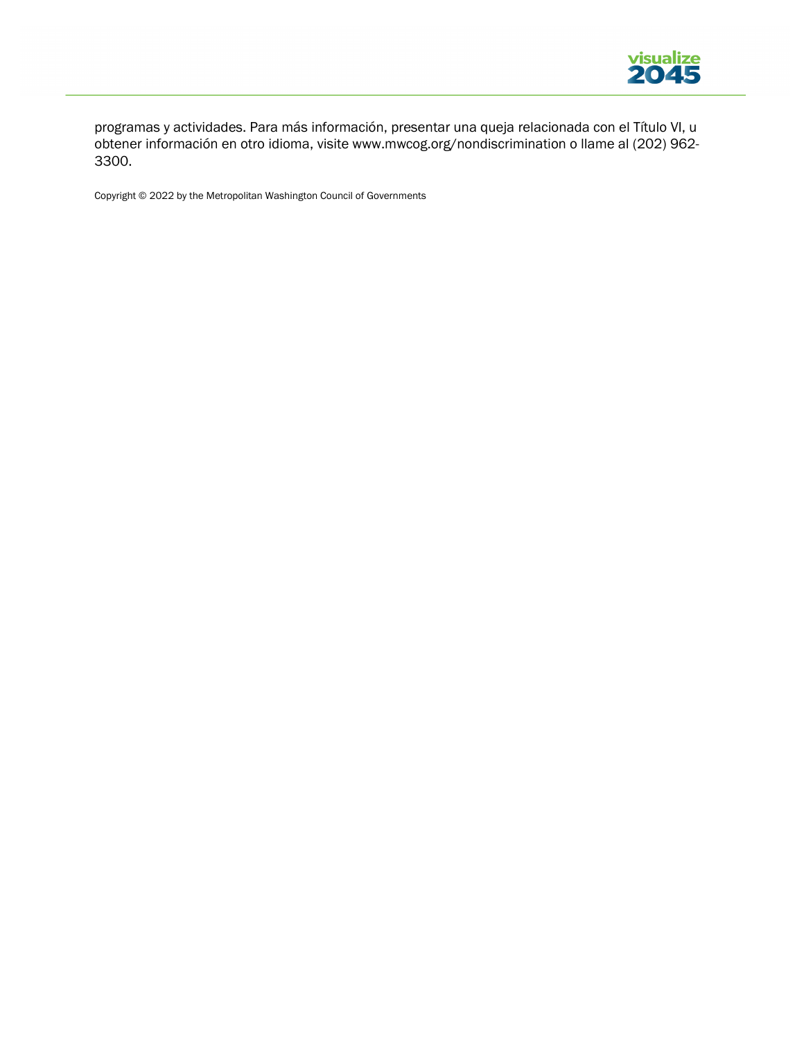programas y actividades. Para más información, presentar una queja relacionada con el Título VI, u obtener información en otro idioma, visite www.mwcog.org/nondiscrimination o llame al (202) 962-3300.

Copyright © 2022 by the Metropolitan Washington Council of Governments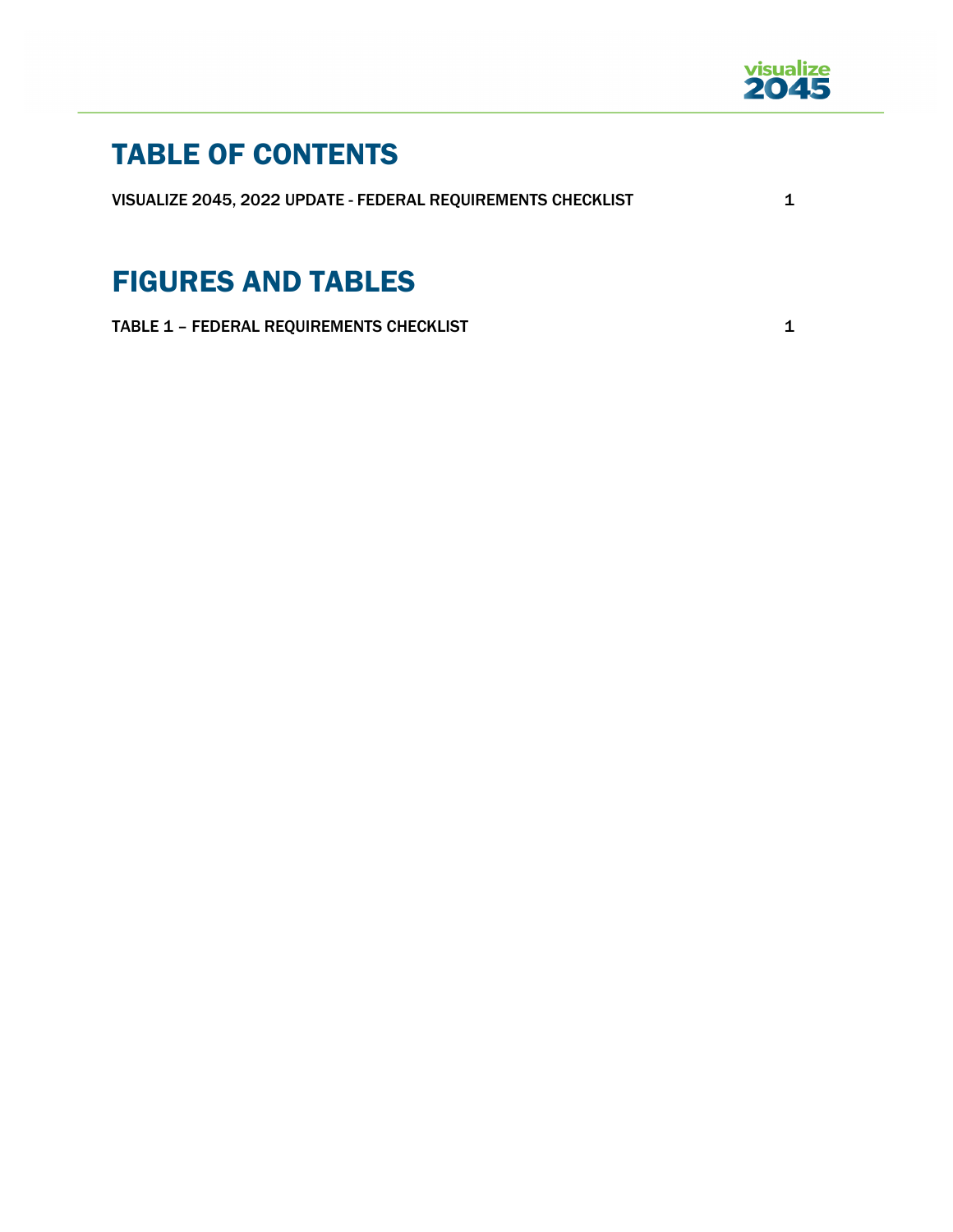# TABLE OF CONTENTS

VISUALIZE 2045, 2022 UPDATE - FEDERAL REQUIREMENTS CHECKLIST 1

# FIGURES AND TABLES

TABLE 1 – FEDERAL REQUIREMENTS CHECKLIST 1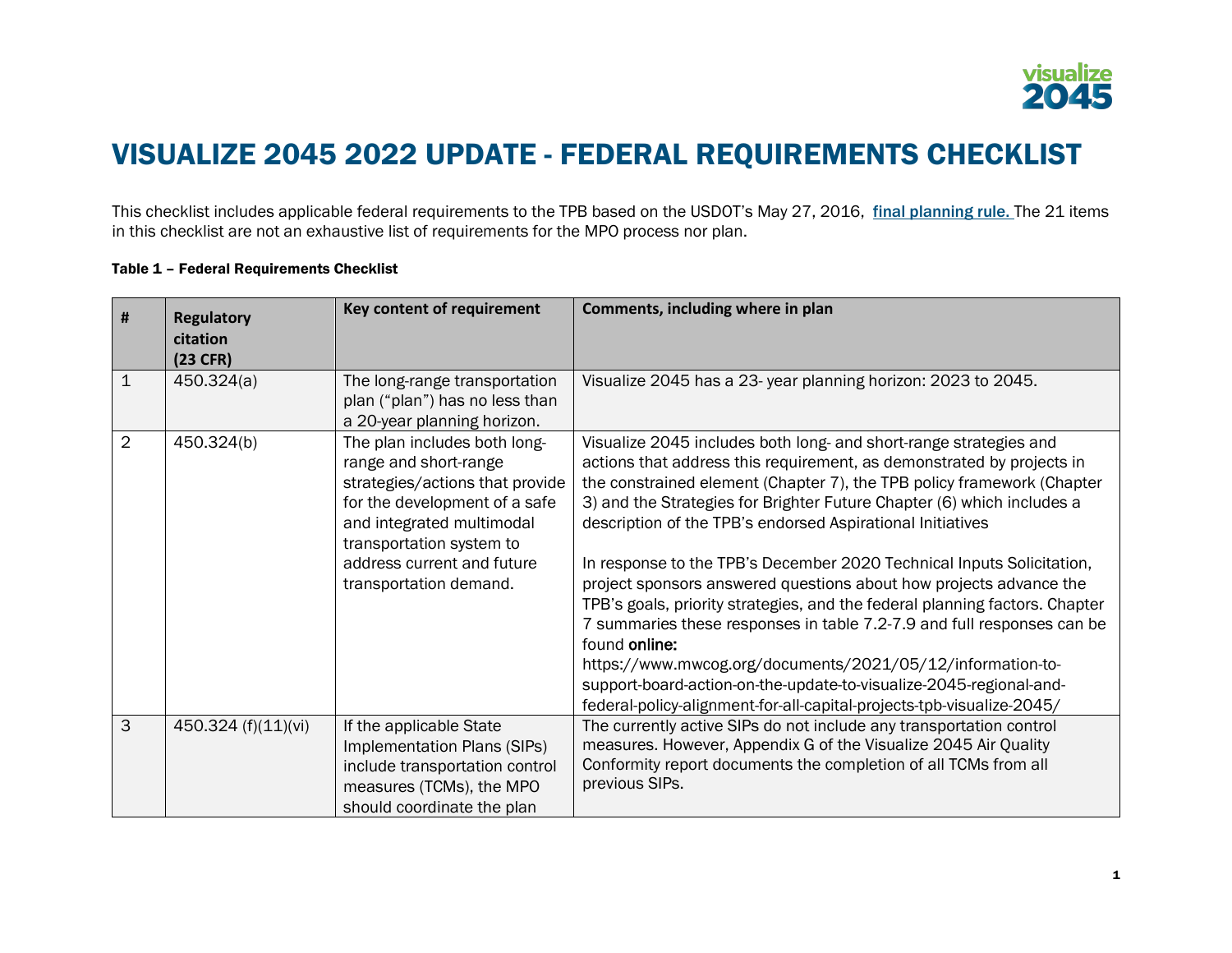# VISUALIZE 2045 2022 UPDATE - FEDERAL REQUIREMENTS CHECKLIST

This checklist includes applicable federal requirements to the TPB based on the USDOT's May 27, 2016, **[final planning rule.](#)** The 21 items in this checklist are not an exhaustive list of requirements for the MPO process nor plan.

**Table 1 – Federal Requirements Checklist**

| # | Regulatory citation (23 CFR) | Key content of requirement | Comments, including where in plan |
|---|---|---|---|
| 1 | 450.324(a) | The long-range transportation plan ("plan") has no less than a 20-year planning horizon. | Visualize 2045 has a 23- year planning horizon: 2023 to 2045. |
| 2 | 450.324(b) | The plan includes both long-range and short-range strategies/actions that provide for the development of a safe and integrated multimodal transportation system to address current and future transportation demand. | Visualize 2045 includes both long- and short-range strategies and actions that address this requirement, as demonstrated by projects in the constrained element (Chapter 7), the TPB policy framework (Chapter 3) and the Strategies for Brighter Future Chapter (6) which includes a description of the TPB's endorsed Aspirational Initiatives<br><br>In response to the TPB's December 2020 Technical Inputs Solicitation, project sponsors answered questions about how projects advance the TPB's goals, priority strategies, and the federal planning factors. Chapter 7 summaries these responses in table 7.2-7.9 and full responses can be found **online:** https://www.mwcog.org/documents/2021/05/12/information-to-support-board-action-on-the-update-to-visualize-2045-regional-and-federal-policy-alignment-for-all-capital-projects-tpb-visualize-2045/ |
| 3 | 450.324 (f)(11)(vi) | If the applicable State Implementation Plans (SIPs) include transportation control measures (TCMs), the MPO should coordinate the plan | The currently active SIPs do not include any transportation control measures. However, Appendix G of the Visualize 2045 Air Quality Conformity report documents the completion of all TCMs from all previous SIPs. |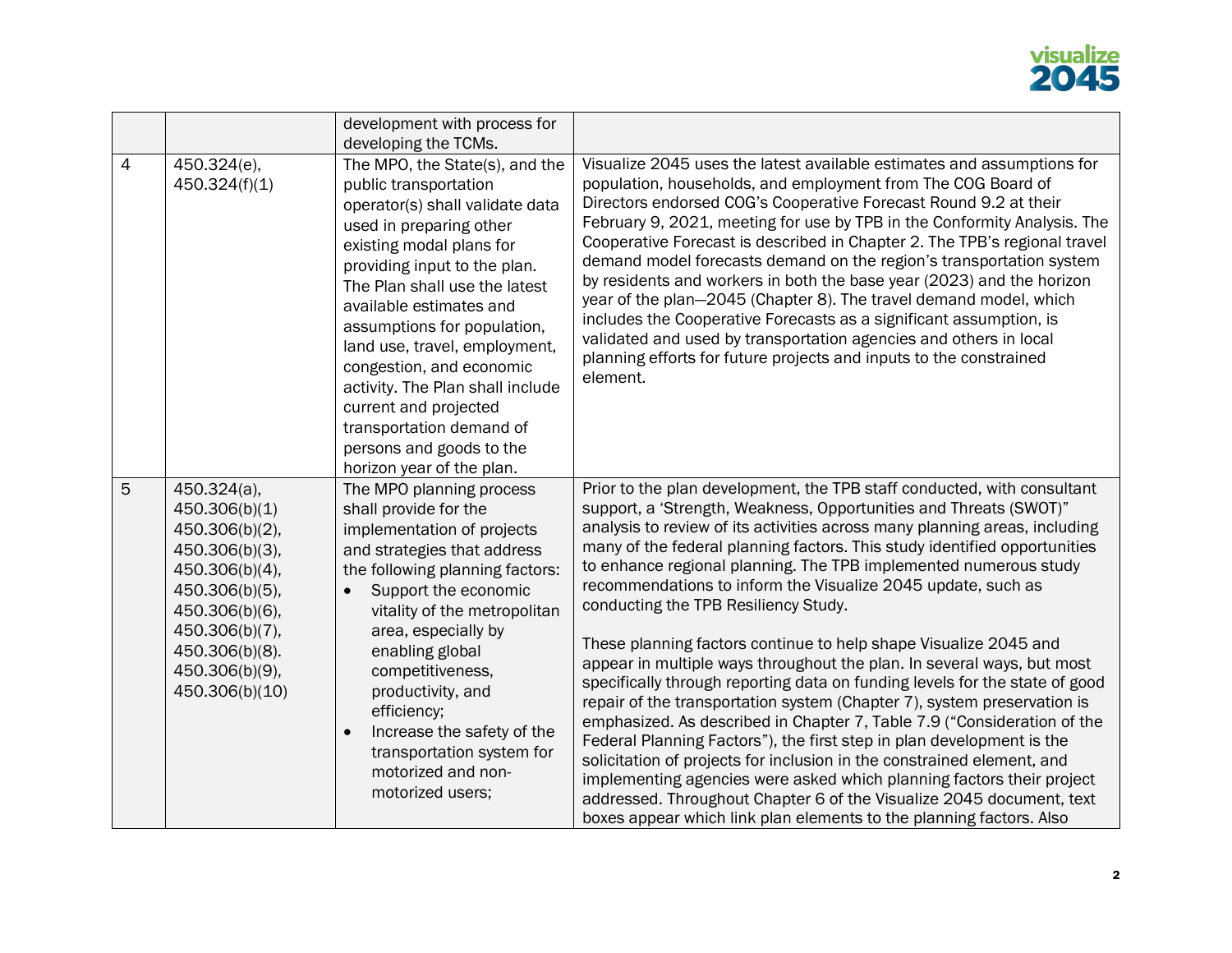| | | | |
|---|---|---|---|
| | | development with process for developing the TCMs. | |
| 4 | 450.324(e), 450.324(f)(1) | The MPO, the State(s), and the public transportation operator(s) shall validate data used in preparing other existing modal plans for providing input to the plan. The Plan shall use the latest available estimates and assumptions for population, land use, travel, employment, congestion, and economic activity. The Plan shall include current and projected transportation demand of persons and goods to the horizon year of the plan. | Visualize 2045 uses the latest available estimates and assumptions for population, households, and employment from The COG Board of Directors endorsed COG's Cooperative Forecast Round 9.2 at their February 9, 2021, meeting for use by TPB in the Conformity Analysis. The Cooperative Forecast is described in Chapter 2. The TPB's regional travel demand model forecasts demand on the region's transportation system by residents and workers in both the base year (2023) and the horizon year of the plan—2045 (Chapter 8). The travel demand model, which includes the Cooperative Forecasts as a significant assumption, is validated and used by transportation agencies and others in local planning efforts for future projects and inputs to the constrained element. |
| 5 | 450.324(a), 450.306(b)(1) 450.306(b)(2), 450.306(b)(3), 450.306(b)(4), 450.306(b)(5), 450.306(b)(6), 450.306(b)(7), 450.306(b)(8). 450.306(b)(9), 450.306(b)(10) | The MPO planning process shall provide for the implementation of projects and strategies that address the following planning factors:<br>• Support the economic vitality of the metropolitan area, especially by enabling global competitiveness, productivity, and efficiency;<br>• Increase the safety of the transportation system for motorized and non-motorized users; | Prior to the plan development, the TPB staff conducted, with consultant support, a 'Strength, Weakness, Opportunities and Threats (SWOT)" analysis to review of its activities across many planning areas, including many of the federal planning factors. This study identified opportunities to enhance regional planning. The TPB implemented numerous study recommendations to inform the Visualize 2045 update, such as conducting the TPB Resiliency Study.<br><br>These planning factors continue to help shape Visualize 2045 and appear in multiple ways throughout the plan. In several ways, but most specifically through reporting data on funding levels for the state of good repair of the transportation system (Chapter 7), system preservation is emphasized. As described in Chapter 7, Table 7.9 ("Consideration of the Federal Planning Factors"), the first step in plan development is the solicitation of projects for inclusion in the constrained element, and implementing agencies were asked which planning factors their project addressed. Throughout Chapter 6 of the Visualize 2045 document, text boxes appear which link plan elements to the planning factors. Also |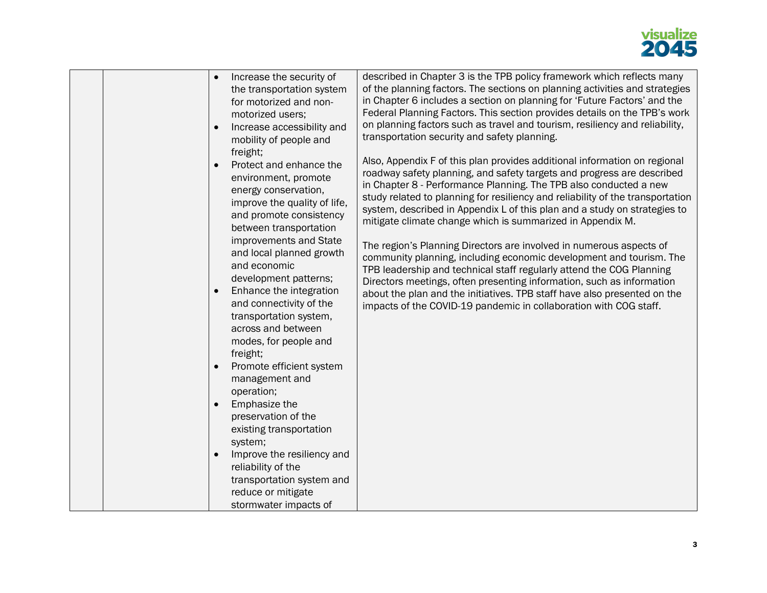|  |  | <ul><li>Increase the security of the transportation system for motorized and non-motorized users;</li><li>Increase accessibility and mobility of people and freight;</li><li>Protect and enhance the environment, promote energy conservation, improve the quality of life, and promote consistency between transportation improvements and State and local planned growth and economic development patterns;</li><li>Enhance the integration and connectivity of the transportation system, across and between modes, for people and freight;</li><li>Promote efficient system management and operation;</li><li>Emphasize the preservation of the existing transportation system;</li><li>Improve the resiliency and reliability of the transportation system and reduce or mitigate stormwater impacts of</li></ul> | described in Chapter 3 is the TPB policy framework which reflects many of the planning factors. The sections on planning activities and strategies in Chapter 6 includes a section on planning for 'Future Factors' and the Federal Planning Factors. This section provides details on the TPB's work on planning factors such as travel and tourism, resiliency and reliability, transportation security and safety planning.<br><br>Also, Appendix F of this plan provides additional information on regional roadway safety planning, and safety targets and progress are described in Chapter 8 - Performance Planning. The TPB also conducted a new study related to planning for resiliency and reliability of the transportation system, described in Appendix L of this plan and a study on strategies to mitigate climate change which is summarized in Appendix M.<br><br>The region's Planning Directors are involved in numerous aspects of community planning, including economic development and tourism. The TPB leadership and technical staff regularly attend the COG Planning Directors meetings, often presenting information, such as information about the plan and the initiatives. TPB staff have also presented on the impacts of the COVID-19 pandemic in collaboration with COG staff. |
|---|---|---|---|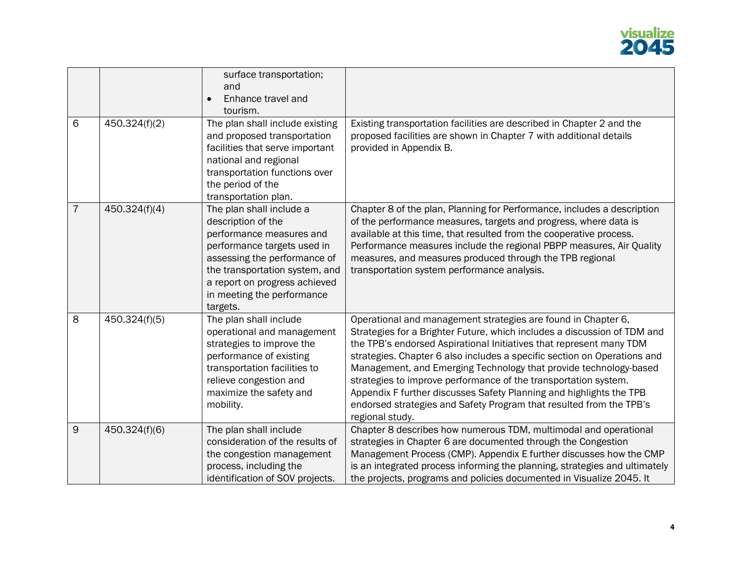| | | | |
|---|---|---|---|
| | | surface transportation; and<br>• Enhance travel and tourism. | |
| 6 | 450.324(f)(2) | The plan shall include existing and proposed transportation facilities that serve important national and regional transportation functions over the period of the transportation plan. | Existing transportation facilities are described in Chapter 2 and the proposed facilities are shown in Chapter 7 with additional details provided in Appendix B. |
| 7 | 450.324(f)(4) | The plan shall include a description of the performance measures and performance targets used in assessing the performance of the transportation system, and a report on progress achieved in meeting the performance targets. | Chapter 8 of the plan, Planning for Performance, includes a description of the performance measures, targets and progress, where data is available at this time, that resulted from the cooperative process. Performance measures include the regional PBPP measures, Air Quality measures, and measures produced through the TPB regional transportation system performance analysis. |
| 8 | 450.324(f)(5) | The plan shall include operational and management strategies to improve the performance of existing transportation facilities to relieve congestion and maximize the safety and mobility. | Operational and management strategies are found in Chapter 6, Strategies for a Brighter Future, which includes a discussion of TDM and the TPB's endorsed Aspirational Initiatives that represent many TDM strategies. Chapter 6 also includes a specific section on Operations and Management, and Emerging Technology that provide technology-based strategies to improve performance of the transportation system. Appendix F further discusses Safety Planning and highlights the TPB endorsed strategies and Safety Program that resulted from the TPB's regional study. |
| 9 | 450.324(f)(6) | The plan shall include consideration of the results of the congestion management process, including the identification of SOV projects. | Chapter 8 describes how numerous TDM, multimodal and operational strategies in Chapter 6 are documented through the Congestion Management Process (CMP). Appendix E further discusses how the CMP is an integrated process informing the planning, strategies and ultimately the projects, programs and policies documented in Visualize 2045. It |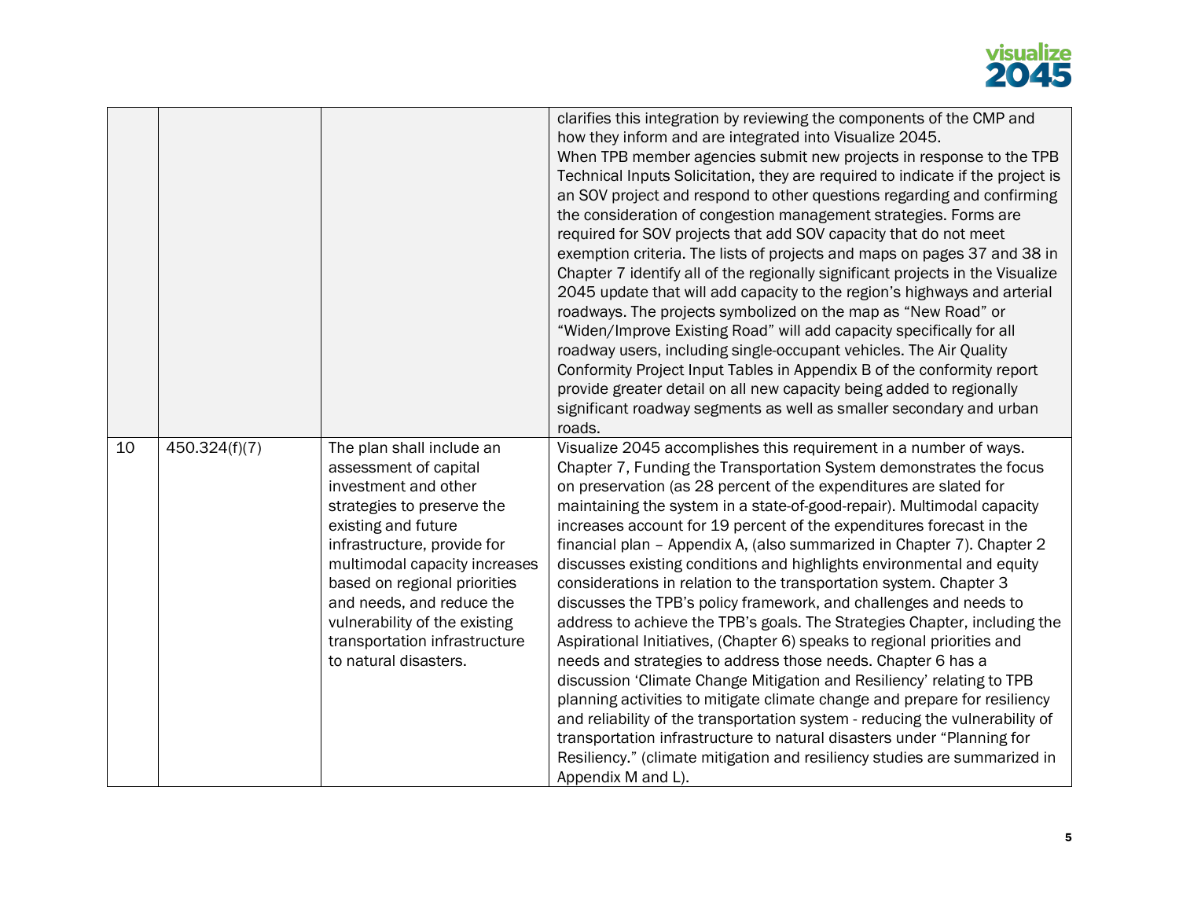|  |  |  | clarifies this integration by reviewing the components of the CMP and how they inform and are integrated into Visualize 2045.<br>When TPB member agencies submit new projects in response to the TPB Technical Inputs Solicitation, they are required to indicate if the project is an SOV project and respond to other questions regarding and confirming the consideration of congestion management strategies. Forms are required for SOV projects that add SOV capacity that do not meet exemption criteria. The lists of projects and maps on pages 37 and 38 in Chapter 7 identify all of the regionally significant projects in the Visualize 2045 update that will add capacity to the region's highways and arterial roadways. The projects symbolized on the map as "New Road" or "Widen/Improve Existing Road" will add capacity specifically for all roadway users, including single-occupant vehicles. The Air Quality Conformity Project Input Tables in Appendix B of the conformity report provide greater detail on all new capacity being added to regionally significant roadway segments as well as smaller secondary and urban roads. |
|---|---|---|---|
| 10 | 450.324(f)(7) | The plan shall include an assessment of capital investment and other strategies to preserve the existing and future infrastructure, provide for multimodal capacity increases based on regional priorities and needs, and reduce the vulnerability of the existing transportation infrastructure to natural disasters. | Visualize 2045 accomplishes this requirement in a number of ways. Chapter 7, Funding the Transportation System demonstrates the focus on preservation (as 28 percent of the expenditures are slated for maintaining the system in a state-of-good-repair). Multimodal capacity increases account for 19 percent of the expenditures forecast in the financial plan – Appendix A, (also summarized in Chapter 7). Chapter 2 discusses existing conditions and highlights environmental and equity considerations in relation to the transportation system. Chapter 3 discusses the TPB's policy framework, and challenges and needs to address to achieve the TPB's goals. The Strategies Chapter, including the Aspirational Initiatives, (Chapter 6) speaks to regional priorities and needs and strategies to address those needs. Chapter 6 has a discussion 'Climate Change Mitigation and Resiliency' relating to TPB planning activities to mitigate climate change and prepare for resiliency and reliability of the transportation system - reducing the vulnerability of transportation infrastructure to natural disasters under "Planning for Resiliency." (climate mitigation and resiliency studies are summarized in Appendix M and L). |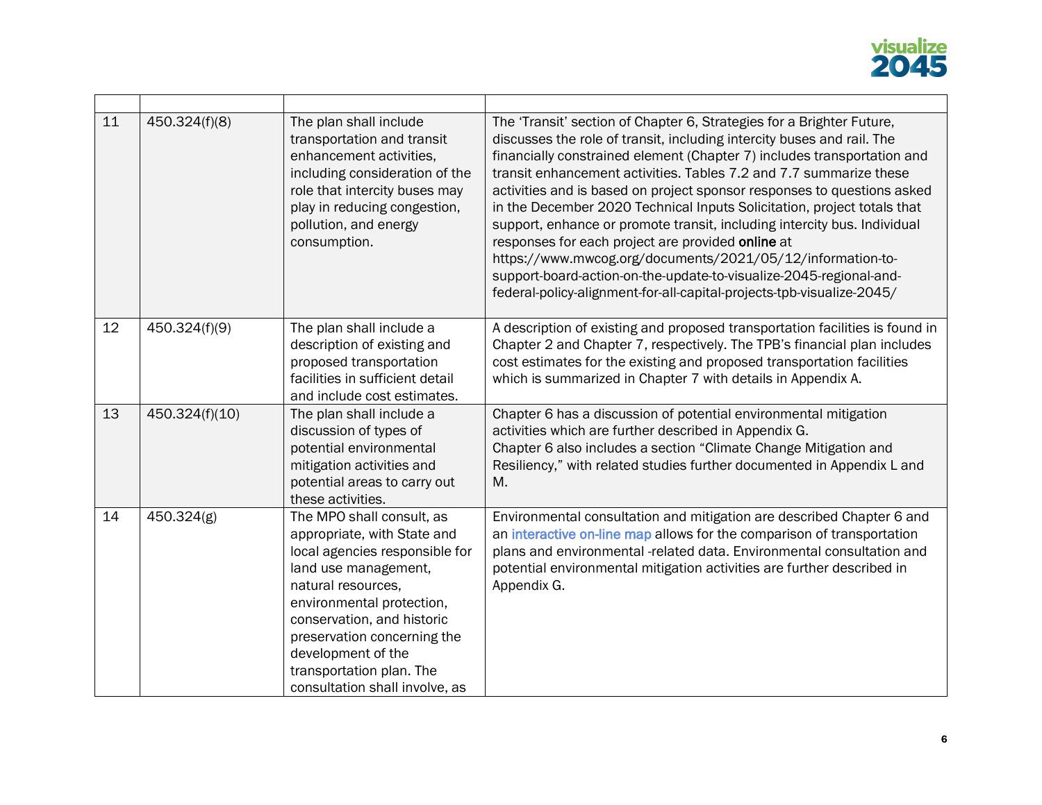| | | | |
|---|---|---|---|
| 11 | 450.324(f)(8) | The plan shall include transportation and transit enhancement activities, including consideration of the role that intercity buses may play in reducing congestion, pollution, and energy consumption. | The 'Transit' section of Chapter 6, Strategies for a Brighter Future, discusses the role of transit, including intercity buses and rail. The financially constrained element (Chapter 7) includes transportation and transit enhancement activities. Tables 7.2 and 7.7 summarize these activities and is based on project sponsor responses to questions asked in the December 2020 Technical Inputs Solicitation, project totals that support, enhance or promote transit, including intercity bus. Individual responses for each project are provided **online** at https://www.mwcog.org/documents/2021/05/12/information-to-support-board-action-on-the-update-to-visualize-2045-regional-and-federal-policy-alignment-for-all-capital-projects-tpb-visualize-2045/ |
| 12 | 450.324(f)(9) | The plan shall include a description of existing and proposed transportation facilities in sufficient detail and include cost estimates. | A description of existing and proposed transportation facilities is found in Chapter 2 and Chapter 7, respectively. The TPB's financial plan includes cost estimates for the existing and proposed transportation facilities which is summarized in Chapter 7 with details in Appendix A. |
| 13 | 450.324(f)(10) | The plan shall include a discussion of types of potential environmental mitigation activities and potential areas to carry out these activities. | Chapter 6 has a discussion of potential environmental mitigation activities which are further described in Appendix G.<br>Chapter 6 also includes a section "Climate Change Mitigation and Resiliency," with related studies further documented in Appendix L and M. |
| 14 | 450.324(g) | The MPO shall consult, as appropriate, with State and local agencies responsible for land use management, natural resources, environmental protection, conservation, and historic preservation concerning the development of the transportation plan. The consultation shall involve, as | Environmental consultation and mitigation are described Chapter 6 and an interactive on-line map allows for the comparison of transportation plans and environmental -related data. Environmental consultation and potential environmental mitigation activities are further described in Appendix G. |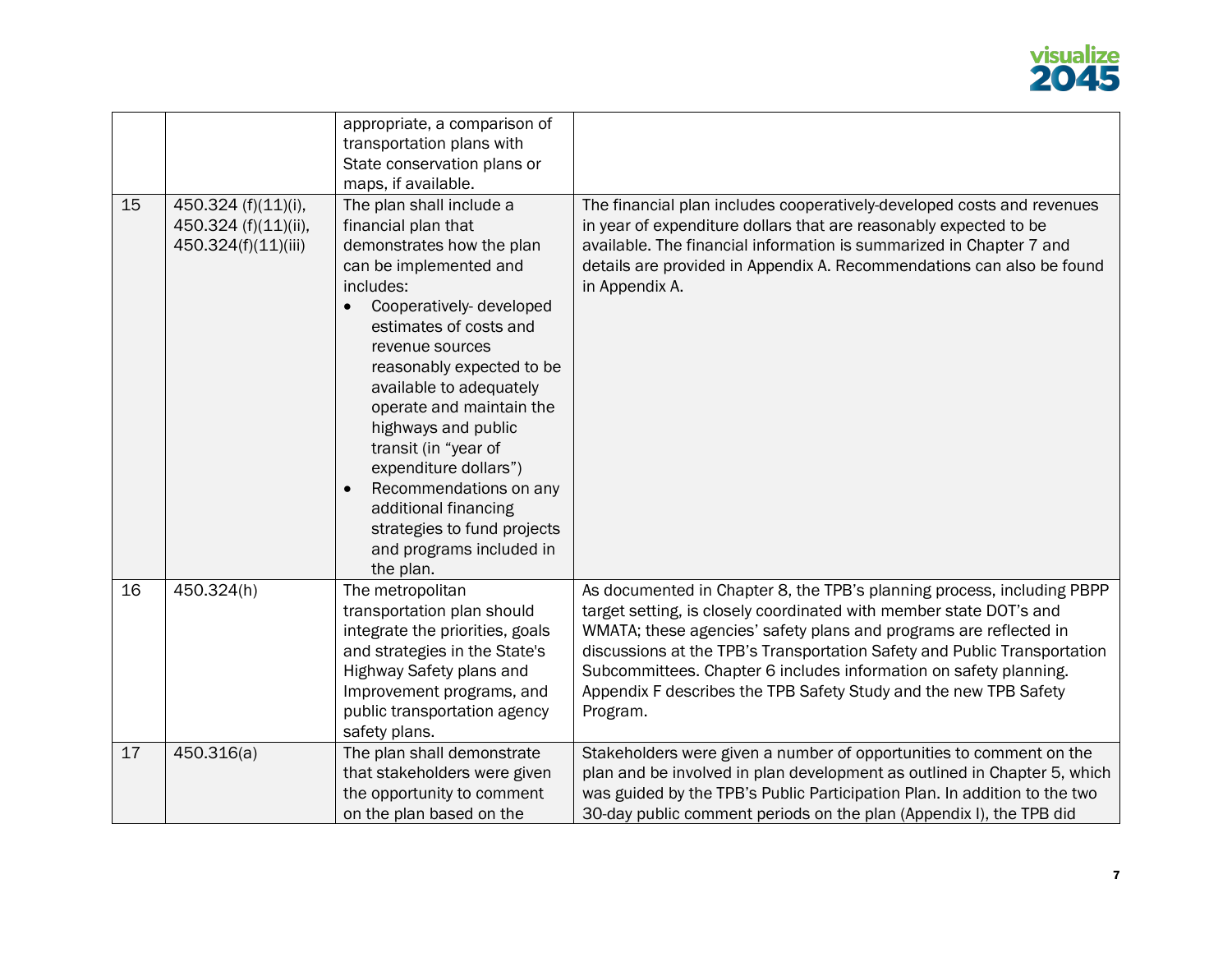| | | | |
|---|---|---|---|
| | | appropriate, a comparison of transportation plans with State conservation plans or maps, if available. | |
| 15 | 450.324 (f)(11)(i), 450.324 (f)(11)(ii), 450.324(f)(11)(iii) | The plan shall include a financial plan that demonstrates how the plan can be implemented and includes: <br>• Cooperatively- developed estimates of costs and revenue sources reasonably expected to be available to adequately operate and maintain the highways and public transit (in "year of expenditure dollars") <br>• Recommendations on any additional financing strategies to fund projects and programs included in the plan. | The financial plan includes cooperatively-developed costs and revenues in year of expenditure dollars that are reasonably expected to be available. The financial information is summarized in Chapter 7 and details are provided in Appendix A. Recommendations can also be found in Appendix A. |
| 16 | 450.324(h) | The metropolitan transportation plan should integrate the priorities, goals and strategies in the State's Highway Safety plans and Improvement programs, and public transportation agency safety plans. | As documented in Chapter 8, the TPB's planning process, including PBPP target setting, is closely coordinated with member state DOT's and WMATA; these agencies' safety plans and programs are reflected in discussions at the TPB's Transportation Safety and Public Transportation Subcommittees. Chapter 6 includes information on safety planning. Appendix F describes the TPB Safety Study and the new TPB Safety Program. |
| 17 | 450.316(a) | The plan shall demonstrate that stakeholders were given the opportunity to comment on the plan based on the | Stakeholders were given a number of opportunities to comment on the plan and be involved in plan development as outlined in Chapter 5, which was guided by the TPB's Public Participation Plan. In addition to the two 30-day public comment periods on the plan (Appendix I), the TPB did |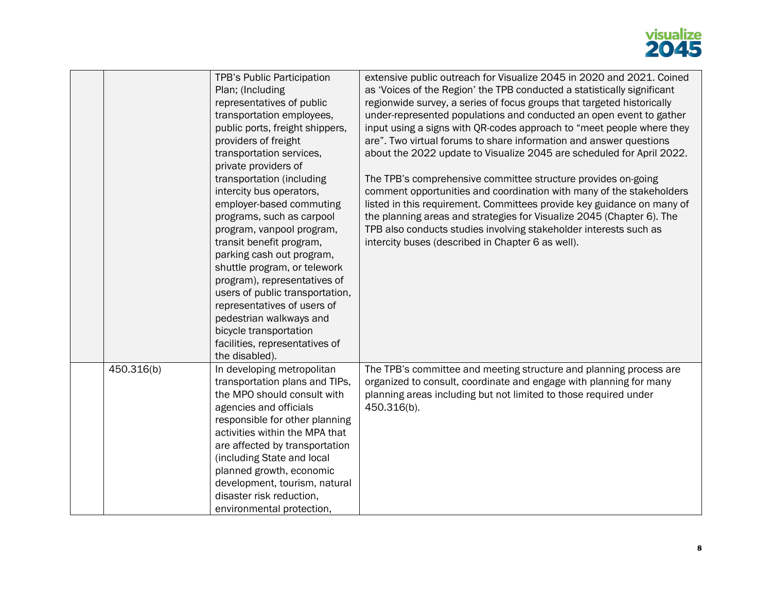| | | | |
|---|---|---|---|
| | | TPB's Public Participation Plan; (Including representatives of public transportation employees, public ports, freight shippers, providers of freight transportation services, private providers of transportation (including intercity bus operators, employer-based commuting programs, such as carpool program, vanpool program, transit benefit program, parking cash out program, shuttle program, or telework program), representatives of users of public transportation, representatives of users of pedestrian walkways and bicycle transportation facilities, representatives of the disabled). | extensive public outreach for Visualize 2045 in 2020 and 2021. Coined as 'Voices of the Region' the TPB conducted a statistically significant regionwide survey, a series of focus groups that targeted historically under-represented populations and conducted an open event to gather input using a signs with QR-codes approach to "meet people where they are". Two virtual forums to share information and answer questions about the 2022 update to Visualize 2045 are scheduled for April 2022.<br><br>The TPB's comprehensive committee structure provides on-going comment opportunities and coordination with many of the stakeholders listed in this requirement. Committees provide key guidance on many of the planning areas and strategies for Visualize 2045 (Chapter 6). The TPB also conducts studies involving stakeholder interests such as intercity buses (described in Chapter 6 as well). |
| | 450.316(b) | In developing metropolitan transportation plans and TIPs, the MPO should consult with agencies and officials responsible for other planning activities within the MPA that are affected by transportation (including State and local planned growth, economic development, tourism, natural disaster risk reduction, environmental protection, | The TPB's committee and meeting structure and planning process are organized to consult, coordinate and engage with planning for many planning areas including but not limited to those required under 450.316(b). |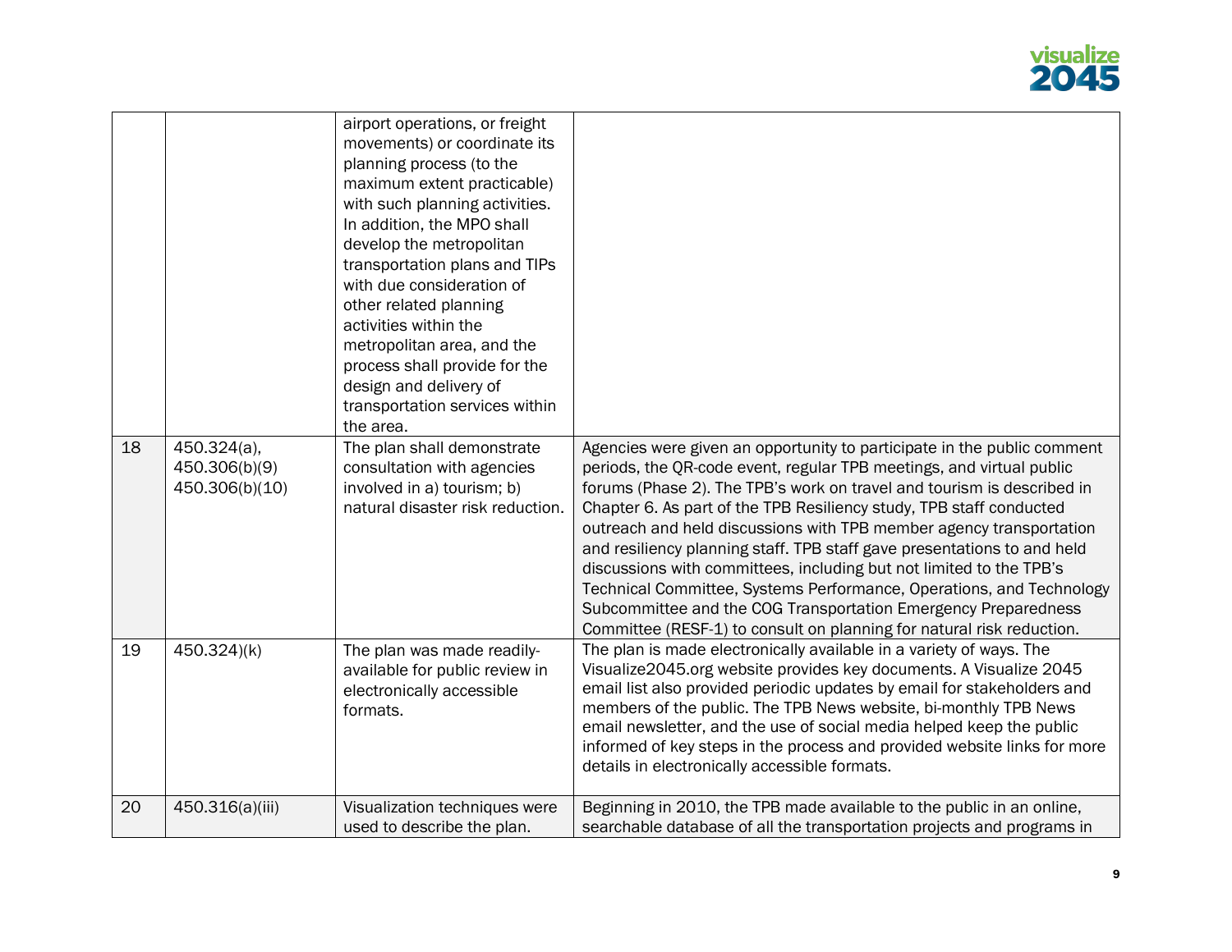| | | | |
|---|---|---|---|
| | | airport operations, or freight movements) or coordinate its planning process (to the maximum extent practicable) with such planning activities. In addition, the MPO shall develop the metropolitan transportation plans and TIPs with due consideration of other related planning activities within the metropolitan area, and the process shall provide for the design and delivery of transportation services within the area. | |
| 18 | 450.324(a), 450.306(b)(9) 450.306(b)(10) | The plan shall demonstrate consultation with agencies involved in a) tourism; b) natural disaster risk reduction. | Agencies were given an opportunity to participate in the public comment periods, the QR-code event, regular TPB meetings, and virtual public forums (Phase 2). The TPB's work on travel and tourism is described in Chapter 6. As part of the TPB Resiliency study, TPB staff conducted outreach and held discussions with TPB member agency transportation and resiliency planning staff. TPB staff gave presentations to and held discussions with committees, including but not limited to the TPB's Technical Committee, Systems Performance, Operations, and Technology Subcommittee and the COG Transportation Emergency Preparedness Committee (RESF-1) to consult on planning for natural risk reduction. |
| 19 | 450.324)(k) | The plan was made readily-available for public review in electronically accessible formats. | The plan is made electronically available in a variety of ways. The Visualize2045.org website provides key documents. A Visualize 2045 email list also provided periodic updates by email for stakeholders and members of the public. The TPB News website, bi-monthly TPB News email newsletter, and the use of social media helped keep the public informed of key steps in the process and provided website links for more details in electronically accessible formats. |
| 20 | 450.316(a)(iii) | Visualization techniques were used to describe the plan. | Beginning in 2010, the TPB made available to the public in an online, searchable database of all the transportation projects and programs in |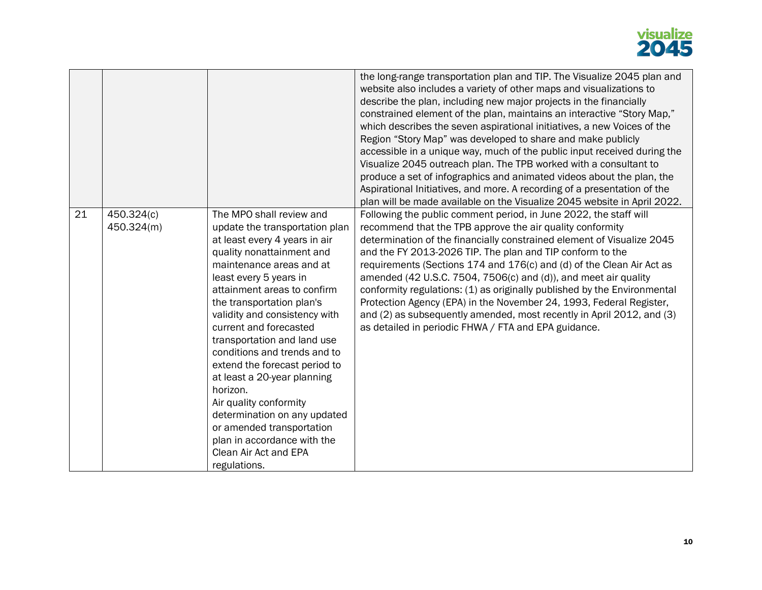| | | | |
|---|---|---|---|
| | | | the long-range transportation plan and TIP. The Visualize 2045 plan and website also includes a variety of other maps and visualizations to describe the plan, including new major projects in the financially constrained element of the plan, maintains an interactive "Story Map," which describes the seven aspirational initiatives, a new Voices of the Region "Story Map" was developed to share and make publicly accessible in a unique way, much of the public input received during the Visualize 2045 outreach plan. The TPB worked with a consultant to produce a set of infographics and animated videos about the plan, the Aspirational Initiatives, and more. A recording of a presentation of the plan will be made available on the Visualize 2045 website in April 2022. |
| 21 | 450.324(c) 450.324(m) | The MPO shall review and update the transportation plan at least every 4 years in air quality nonattainment and maintenance areas and at least every 5 years in attainment areas to confirm the transportation plan's validity and consistency with current and forecasted transportation and land use conditions and trends and to extend the forecast period to at least a 20-year planning horizon.<br>Air quality conformity determination on any updated or amended transportation plan in accordance with the Clean Air Act and EPA regulations. | Following the public comment period, in June 2022, the staff will recommend that the TPB approve the air quality conformity determination of the financially constrained element of Visualize 2045 and the FY 2013-2026 TIP. The plan and TIP conform to the requirements (Sections 174 and 176(c) and (d) of the Clean Air Act as amended (42 U.S.C. 7504, 7506(c) and (d)), and meet air quality conformity regulations: (1) as originally published by the Environmental Protection Agency (EPA) in the November 24, 1993, Federal Register, and (2) as subsequently amended, most recently in April 2012, and (3) as detailed in periodic FHWA / FTA and EPA guidance. |